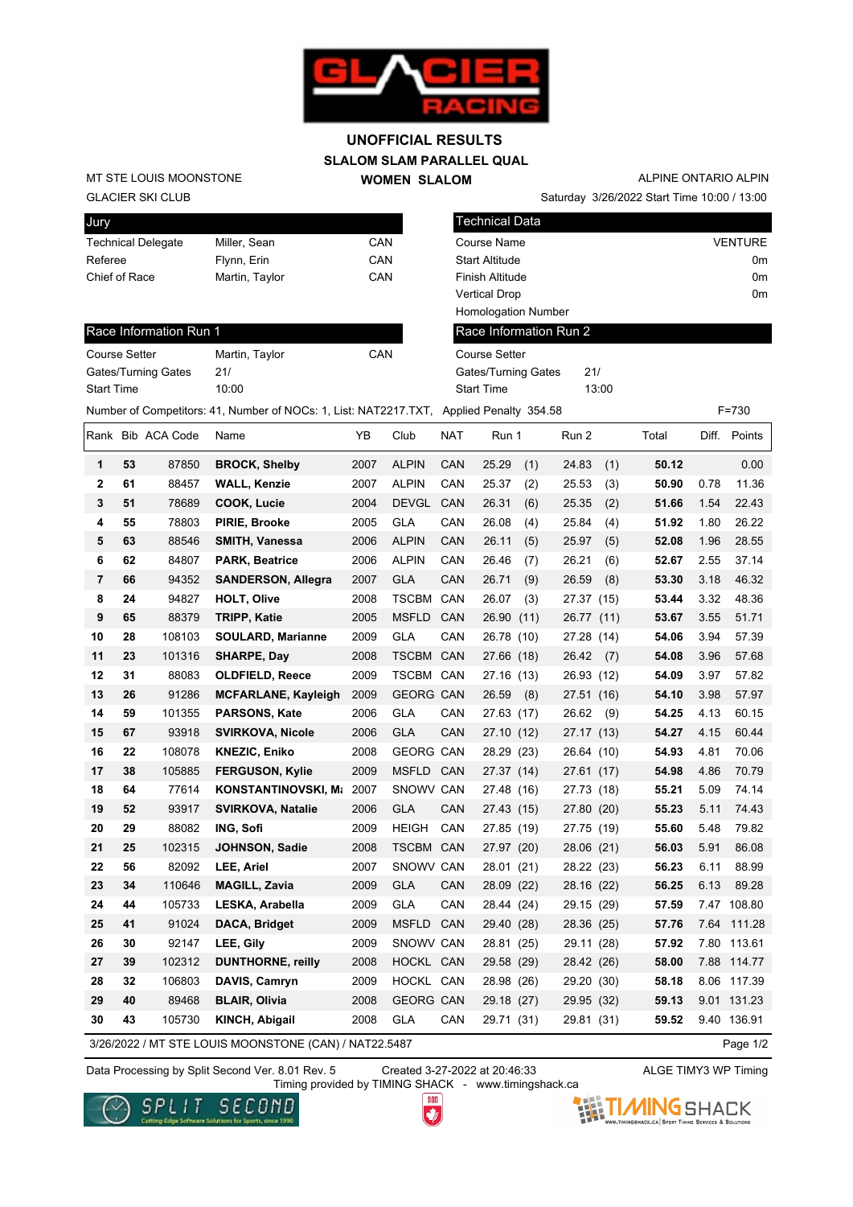# UNOFFICIAL RESULTS

## SLALOM SLAM PARALLEL QUAL

### WOMEN SLALOM

MT STE LOUIS MOONSTONE
GLACIER SKI CLUB

ALPINE ONTARIO ALPIN
Saturday 3/26/2022 Start Time 10:00 / 13:00

| Jury | | |
|---|---|---|
| Technical Delegate | Miller, Sean | CAN |
| Referee | Flynn, Erin | CAN |
| Chief of Race | Martin, Taylor | CAN |

| Technical Data | |
|---|---|
| Course Name | VENTURE |
| Start Altitude | 0m |
| Finish Altitude | 0m |
| Vertical Drop | 0m |
| Homologation Number | |

| Race Information Run 1 | | |
|---|---|---|
| Course Setter | Martin, Taylor | CAN |
| Gates/Turning Gates | 21/ | |
| Start Time | 10:00 | |

| Race Information Run 2 | |
|---|---|
| Course Setter | |
| Gates/Turning Gates | 21/ |
| Start Time | 13:00 |

Number of Competitors: 41, Number of NOCs: 1, List: NAT2217.TXT, Applied Penalty 354.58 F=730

| Rank | Bib | ACA Code | Name | YB | Club | NAT | Run 1 | Run 2 | Total | Diff. | Points |
|---|---|---|---|---|---|---|---|---|---|---|---|
| 1 | 53 | 87850 | **BROCK, Shelby** | 2007 | ALPIN | CAN | 25.29 (1) | 24.83 (1) | **50.12** | | 0.00 |
| 2 | 61 | 88457 | **WALL, Kenzie** | 2007 | ALPIN | CAN | 25.37 (2) | 25.53 (3) | **50.90** | 0.78 | 11.36 |
| 3 | 51 | 78689 | **COOK, Lucie** | 2004 | DEVGL | CAN | 26.31 (6) | 25.35 (2) | **51.66** | 1.54 | 22.43 |
| 4 | 55 | 78803 | **PIRIE, Brooke** | 2005 | GLA | CAN | 26.08 (4) | 25.84 (4) | **51.92** | 1.80 | 26.22 |
| 5 | 63 | 88546 | **SMITH, Vanessa** | 2006 | ALPIN | CAN | 26.11 (5) | 25.97 (5) | **52.08** | 1.96 | 28.55 |
| 6 | 62 | 84807 | **PARK, Beatrice** | 2006 | ALPIN | CAN | 26.46 (7) | 26.21 (6) | **52.67** | 2.55 | 37.14 |
| 7 | 66 | 94352 | **SANDERSON, Allegra** | 2007 | GLA | CAN | 26.71 (9) | 26.59 (8) | **53.30** | 3.18 | 46.32 |
| 8 | 24 | 94827 | **HOLT, Olive** | 2008 | TSCBM | CAN | 26.07 (3) | 27.37 (15) | **53.44** | 3.32 | 48.36 |
| 9 | 65 | 88379 | **TRIPP, Katie** | 2005 | MSFLD | CAN | 26.90 (11) | 26.77 (11) | **53.67** | 3.55 | 51.71 |
| 10 | 28 | 108103 | **SOULARD, Marianne** | 2009 | GLA | CAN | 26.78 (10) | 27.28 (14) | **54.06** | 3.94 | 57.39 |
| 11 | 23 | 101316 | **SHARPE, Day** | 2008 | TSCBM | CAN | 27.66 (18) | 26.42 (7) | **54.08** | 3.96 | 57.68 |
| 12 | 31 | 88083 | **OLDFIELD, Reece** | 2009 | TSCBM | CAN | 27.16 (13) | 26.93 (12) | **54.09** | 3.97 | 57.82 |
| 13 | 26 | 91286 | **MCFARLANE, Kayleigh** | 2009 | GEORG | CAN | 26.59 (8) | 27.51 (16) | **54.10** | 3.98 | 57.97 |
| 14 | 59 | 101355 | **PARSONS, Kate** | 2006 | GLA | CAN | 27.63 (17) | 26.62 (9) | **54.25** | 4.13 | 60.15 |
| 15 | 67 | 93918 | **SVIRKOVA, Nicole** | 2006 | GLA | CAN | 27.10 (12) | 27.17 (13) | **54.27** | 4.15 | 60.44 |
| 16 | 22 | 108078 | **KNEZIC, Eniko** | 2008 | GEORG | CAN | 28.29 (23) | 26.64 (10) | **54.93** | 4.81 | 70.06 |
| 17 | 38 | 105885 | **FERGUSON, Kylie** | 2009 | MSFLD | CAN | 27.37 (14) | 27.61 (17) | **54.98** | 4.86 | 70.79 |
| 18 | 64 | 77614 | **KONSTANTINOVSKI, Ma** | 2007 | SNOWV | CAN | 27.48 (16) | 27.73 (18) | **55.21** | 5.09 | 74.14 |
| 19 | 52 | 93917 | **SVIRKOVA, Natalie** | 2006 | GLA | CAN | 27.43 (15) | 27.80 (20) | **55.23** | 5.11 | 74.43 |
| 20 | 29 | 88082 | **ING, Sofi** | 2009 | HEIGH | CAN | 27.85 (19) | 27.75 (19) | **55.60** | 5.48 | 79.82 |
| 21 | 25 | 102315 | **JOHNSON, Sadie** | 2008 | TSCBM | CAN | 27.97 (20) | 28.06 (21) | **56.03** | 5.91 | 86.08 |
| 22 | 56 | 82092 | **LEE, Ariel** | 2007 | SNOWV | CAN | 28.01 (21) | 28.22 (23) | **56.23** | 6.11 | 88.99 |
| 23 | 34 | 110646 | **MAGILL, Zavia** | 2009 | GLA | CAN | 28.09 (22) | 28.16 (22) | **56.25** | 6.13 | 89.28 |
| 24 | 44 | 105733 | **LESKA, Arabella** | 2009 | GLA | CAN | 28.44 (24) | 29.15 (29) | **57.59** | 7.47 | 108.80 |
| 25 | 41 | 91024 | **DACA, Bridget** | 2009 | MSFLD | CAN | 29.40 (28) | 28.36 (25) | **57.76** | 7.64 | 111.28 |
| 26 | 30 | 92147 | **LEE, Gily** | 2009 | SNOWV | CAN | 28.81 (25) | 29.11 (28) | **57.92** | 7.80 | 113.61 |
| 27 | 39 | 102312 | **DUNTHORNE, reilly** | 2008 | HOCKL | CAN | 29.58 (29) | 28.42 (26) | **58.00** | 7.88 | 114.77 |
| 28 | 32 | 106803 | **DAVIS, Camryn** | 2009 | HOCKL | CAN | 28.98 (26) | 29.20 (30) | **58.18** | 8.06 | 117.39 |
| 29 | 40 | 89468 | **BLAIR, Olivia** | 2008 | GEORG | CAN | 29.18 (27) | 29.95 (32) | **59.13** | 9.01 | 131.23 |
| 30 | 43 | 105730 | **KINCH, Abigail** | 2008 | GLA | CAN | 29.71 (31) | 29.81 (31) | **59.52** | 9.40 | 136.91 |

3/26/2022 / MT STE LOUIS MOONSTONE (CAN) / NAT22.5487

Data Processing by Split Second Ver. 8.01 Rev. 5 Created 3-27-2022 at 20:46:33 ALGE TIMY3 WP Timing
Timing provided by TIMING SHACK - www.timingshack.ca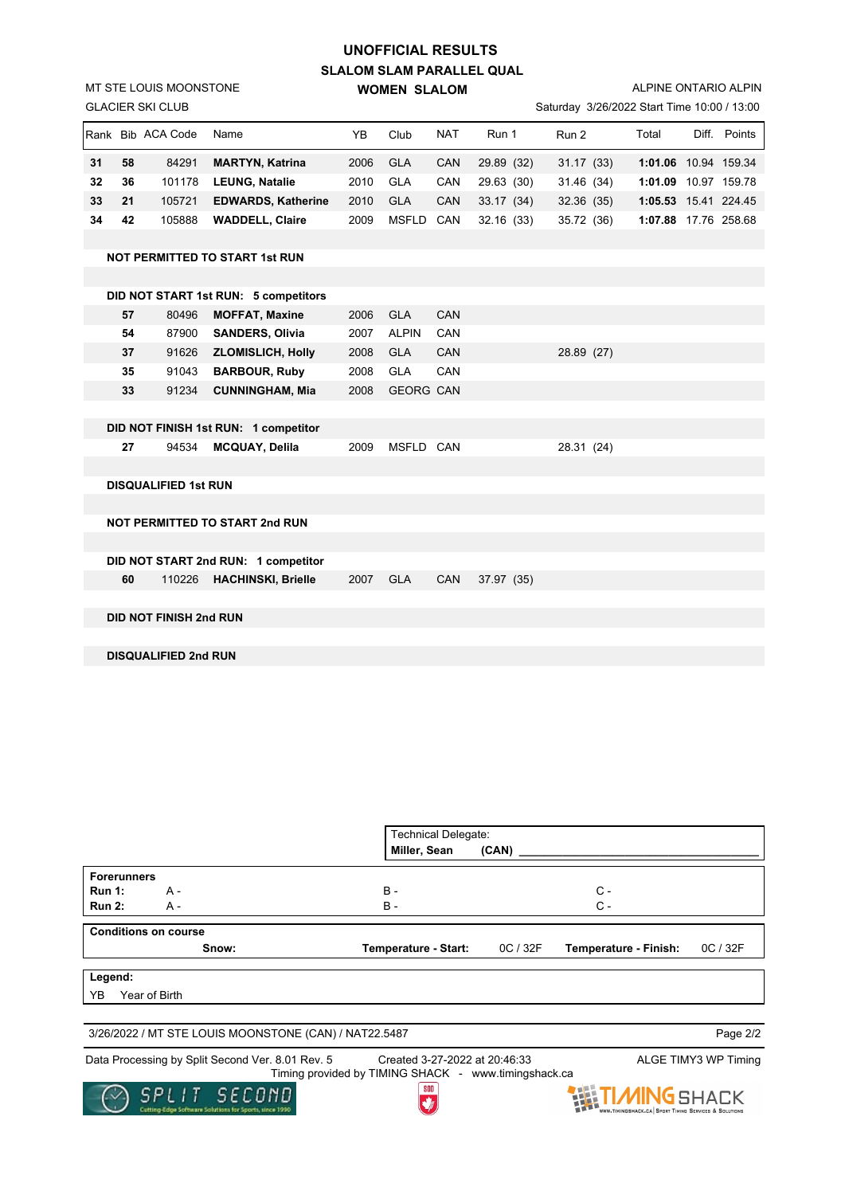# UNOFFICIAL RESULTS

## SLALOM SLAM PARALLEL QUAL

## WOMEN SLALOM

MT STE LOUIS MOONSTONE
GLACIER SKI CLUB

ALPINE ONTARIO ALPIN
Saturday 3/26/2022 Start Time 10:00 / 13:00

| Rank | Bib | ACA Code | Name | YB | Club | NAT | Run 1 | Run 2 | Total | Diff. | Points |
|---|---|---|---|---|---|---|---|---|---|---|---|
| **31** | **58** | 84291 | **MARTYN, Katrina** | 2006 | GLA | CAN | 29.89 (32) | 31.17 (33) | **1:01.06** | 10.94 | 159.34 |
| **32** | **36** | 101178 | **LEUNG, Natalie** | 2010 | GLA | CAN | 29.63 (30) | 31.46 (34) | **1:01.09** | 10.97 | 159.78 |
| **33** | **21** | 105721 | **EDWARDS, Katherine** | 2010 | GLA | CAN | 33.17 (34) | 32.36 (35) | **1:05.53** | 15.41 | 224.45 |
| **34** | **42** | 105888 | **WADDELL, Claire** | 2009 | MSFLD | CAN | 32.16 (33) | 35.72 (36) | **1:07.88** | 17.76 | 258.68 |
| | | | **NOT PERMITTED TO START 1st RUN** | | | | | | | | |
| | | | **DID NOT START 1st RUN: 5 competitors** | | | | | | | | |
| | **57** | 80496 | **MOFFAT, Maxine** | 2006 | GLA | CAN | | | | | |
| | **54** | 87900 | **SANDERS, Olivia** | 2007 | ALPIN | CAN | | | | | |
| | **37** | 91626 | **ZLOMISLICH, Holly** | 2008 | GLA | CAN | | 28.89 (27) | | | |
| | **35** | 91043 | **BARBOUR, Ruby** | 2008 | GLA | CAN | | | | | |
| | **33** | 91234 | **CUNNINGHAM, Mia** | 2008 | GEORG | CAN | | | | | |
| | | | **DID NOT FINISH 1st RUN: 1 competitor** | | | | | | | | |
| | **27** | 94534 | **MCQUAY, Delila** | 2009 | MSFLD | CAN | | 28.31 (24) | | | |
| | | | **DISQUALIFIED 1st RUN** | | | | | | | | |
| | | | **NOT PERMITTED TO START 2nd RUN** | | | | | | | | |
| | | | **DID NOT START 2nd RUN: 1 competitor** | | | | | | | | |
| | **60** | 110226 | **HACHINSKI, Brielle** | 2007 | GLA | CAN | 37.97 (35) | | | | |
| | | | **DID NOT FINISH 2nd RUN** | | | | | | | | |
| | | | **DISQUALIFIED 2nd RUN** | | | | | | | | |

Technical Delegate:
**Miller, Sean** **(CAN)**

**Forerunners**
**Run 1:** A - B - C -
**Run 2:** A - B - C -

**Conditions on course**
**Snow:** **Temperature - Start:** 0C / 32F **Temperature - Finish:** 0C / 32F

**Legend:**
YB Year of Birth

3/26/2022 / MT STE LOUIS MOONSTONE (CAN) / NAT22.5487

Data Processing by Split Second Ver. 8.01 Rev. 5 Created 3-27-2022 at 20:46:33 ALGE TIMY3 WP Timing
Timing provided by TIMING SHACK - www.timingshack.ca